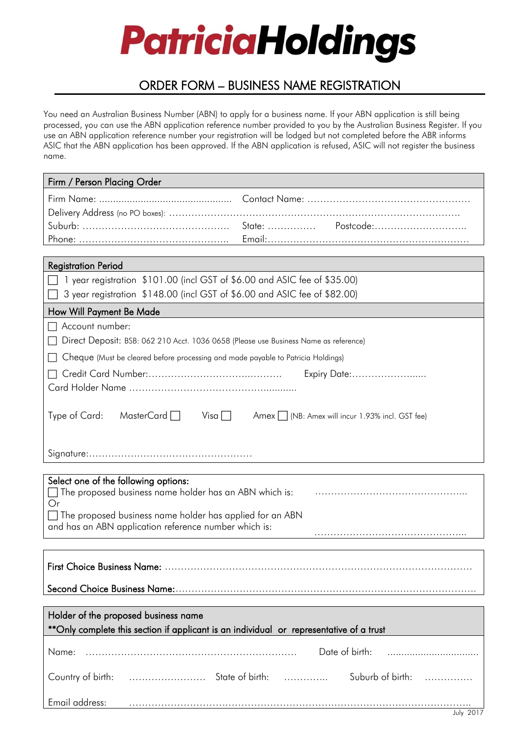# PatriciaHoldings

## ORDER FORM – BUSINESS NAME REGISTRATION

You need an Australian Business Number (ABN) to apply for a business name. If your ABN application is still being processed, you can use the ABN application reference number provided to you by the Australian Business Register. If you use an ABN application reference number your registration will be lodged but not completed before the ABR informs ASIC that the ABN application has been approved. If the ABN application is refused, ASIC will not register the business name.

### Firm / Person Placing Order

Firm Name: ............................................... Contact Name: .................................................

Delivery Address (no PO boxes): .................................................................................

Suburb: ............................................. State: ............... Postcode:...............................

Phone: ............................................... Email:..............................................................

### Registration Period

☐ 1 year registration $101.00 (incl GST of $6.00 and ASIC fee of $35.00)

☐ 3 year registration $148.00 (incl GST of $6.00 and ASIC fee of $82.00)

### How Will Payment Be Made

☐ Account number:

☐ Direct Deposit: BSB: 062 210 Acct. 1036 0658 (Please use Business Name as reference)

☐ Cheque (Must be cleared before processing and made payable to Patricia Holdings)

☐ Credit Card Number:.......................................... Expiry Date:.........................

Card Holder Name ....................................................

Type of Card: MasterCard ☐ Visa ☐ Amex ☐ (NB: Amex will incur 1.93% incl. GST fee)

Signature:..................................................

### Select one of the following options:

☐ The proposed business name holder has an ABN which is: ..............................................

Or

☐ The proposed business name holder has applied for an ABN and has an ABN application reference number which is: ..............................................

**First Choice Business Name:** ........................................................................................

**Second Choice Business Name:**......................................................................................

### Holder of the proposed business name

**Only complete this section if applicant is an individual or representative of a trust

Name: ............................................................... Date of birth: .................................

Country of birth: ........................ State of birth: .............. Suburb of birth: ...............

Email address: ...............................................................................................

July 2017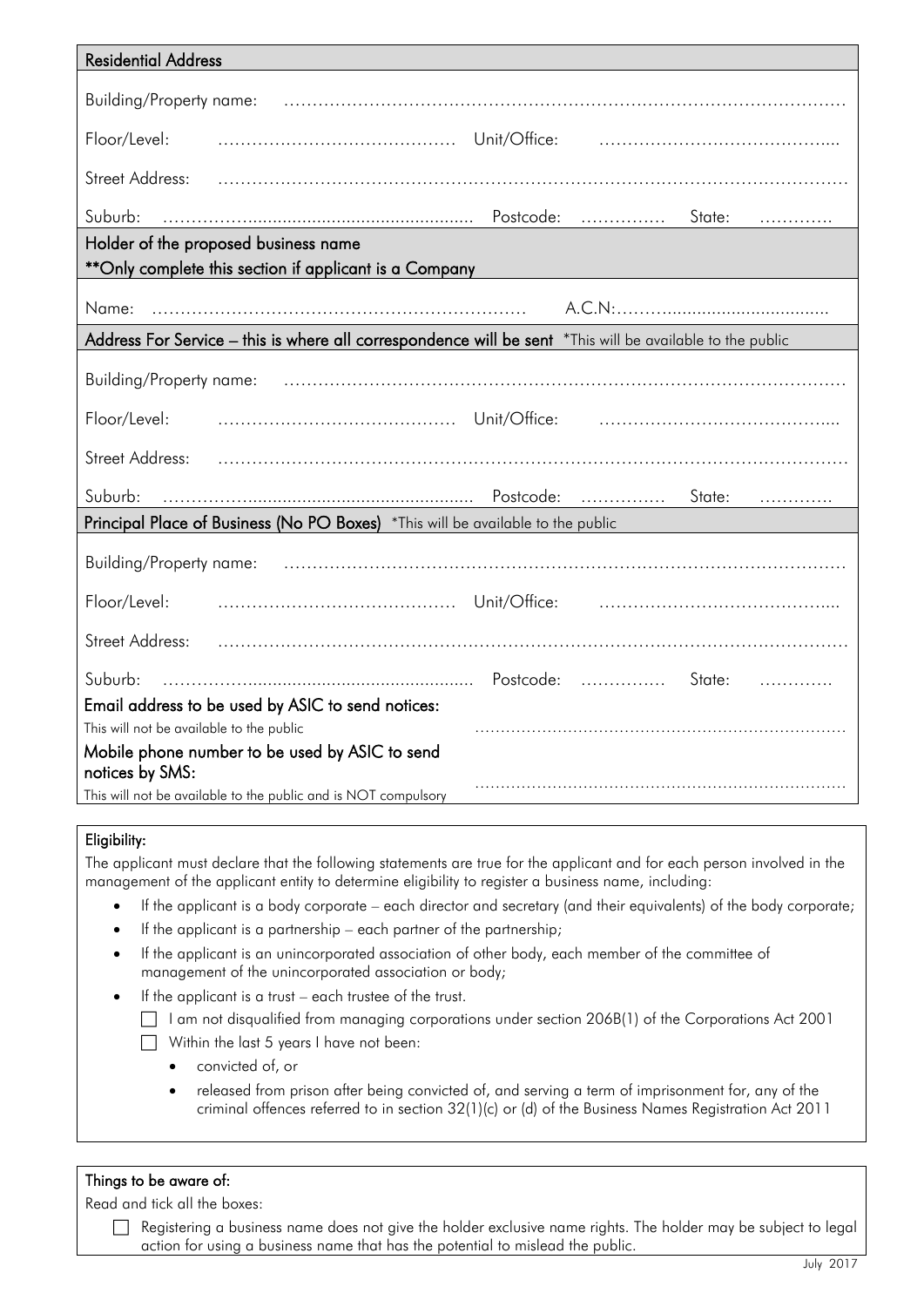### Residential Address

Building/Property name: ……………………………………………………………………………………

Floor/Level: …………………………………… Unit/Office: …………………………………….

Street Address: ………………………………………………………………………………………………

Suburb: ………….......................................... Postcode: …………… State: ………….

### Holder of the proposed business name

**Only complete this section if applicant is a Company

Name: ………………………………………………………… A.C.N:………...............................

### Address For Service – this is where all correspondence will be sent *This will be available to the public

Building/Property name: ……………………………………………………………………………………

Floor/Level: …………………………………… Unit/Office: …………………………………….

Street Address: ………………………………………………………………………………………………

Suburb: ………….......................................... Postcode: …………… State: ………….

### Principal Place of Business (No PO Boxes) *This will be available to the public

Building/Property name: ……………………………………………………………………………………

Floor/Level: …………………………………… Unit/Office: …………………………………….

Street Address: ………………………………………………………………………………………………

Suburb: ………….......................................... Postcode: …………… State: ………….

**Email address to be used by ASIC to send notices:**
This will not be available to the public ……………………………………………………………

**Mobile phone number to be used by ASIC to send notices by SMS:**
This will not be available to the public and is NOT compulsory ……………………………………………………………

### Eligibility:

The applicant must declare that the following statements are true for the applicant and for each person involved in the management of the applicant entity to determine eligibility to register a business name, including:

- If the applicant is a body corporate – each director and secretary (and their equivalents) of the body corporate;
- If the applicant is a partnership – each partner of the partnership;
- If the applicant is an unincorporated association of other body, each member of the committee of management of the unincorporated association or body;
- If the applicant is a trust – each trustee of the trust.

☐ I am not disqualified from managing corporations under section 206B(1) of the Corporations Act 2001

☐ Within the last 5 years I have not been:

- convicted of, or
- released from prison after being convicted of, and serving a term of imprisonment for, any of the criminal offences referred to in section 32(1)(c) or (d) of the Business Names Registration Act 2011

### Things to be aware of:

Read and tick all the boxes:

☐ Registering a business name does not give the holder exclusive name rights. The holder may be subject to legal action for using a business name that has the potential to mislead the public.

July 2017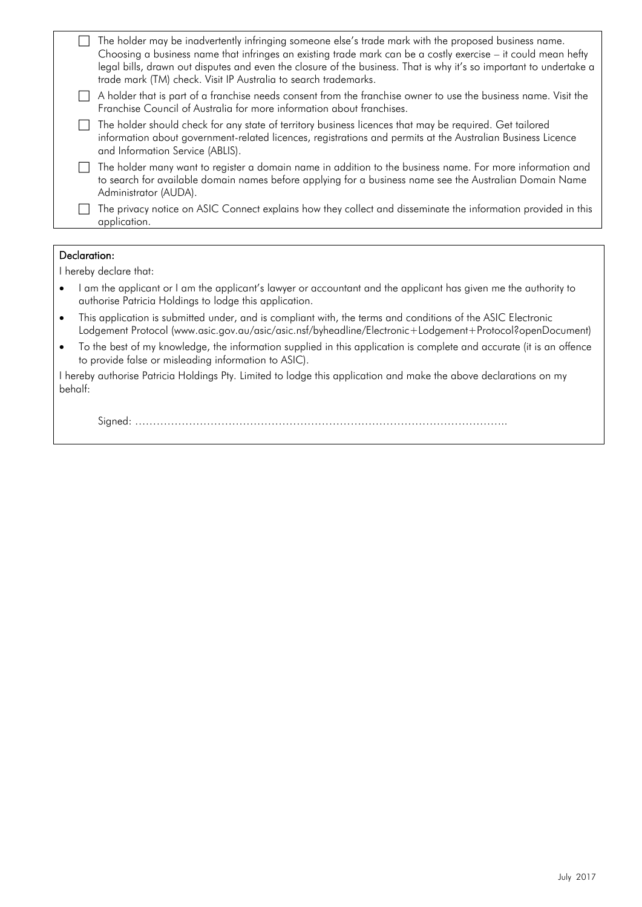- [ ] The holder may be inadvertently infringing someone else's trade mark with the proposed business name. Choosing a business name that infringes an existing trade mark can be a costly exercise – it could mean hefty legal bills, drawn out disputes and even the closure of the business. That is why it's so important to undertake a trade mark (TM) check. Visit IP Australia to search trademarks.
- [ ] A holder that is part of a franchise needs consent from the franchise owner to use the business name. Visit the Franchise Council of Australia for more information about franchises.
- [ ] The holder should check for any state of territory business licences that may be required. Get tailored information about government-related licences, registrations and permits at the Australian Business Licence and Information Service (ABLIS).
- [ ] The holder many want to register a domain name in addition to the business name. For more information and to search for available domain names before applying for a business name see the Australian Domain Name Administrator (AUDA).
- [ ] The privacy notice on ASIC Connect explains how they collect and disseminate the information provided in this application.

**Declaration:**

I hereby declare that:

- I am the applicant or I am the applicant's lawyer or accountant and the applicant has given me the authority to authorise Patricia Holdings to lodge this application.
- This application is submitted under, and is compliant with, the terms and conditions of the ASIC Electronic Lodgement Protocol (www.asic.gov.au/asic/asic.nsf/byheadline/Electronic+Lodgement+Protocol?openDocument)
- To the best of my knowledge, the information supplied in this application is complete and accurate (it is an offence to provide false or misleading information to ASIC).

I hereby authorise Patricia Holdings Pty. Limited to lodge this application and make the above declarations on my behalf:

Signed: ………………………………………………………………………………………………

July 2017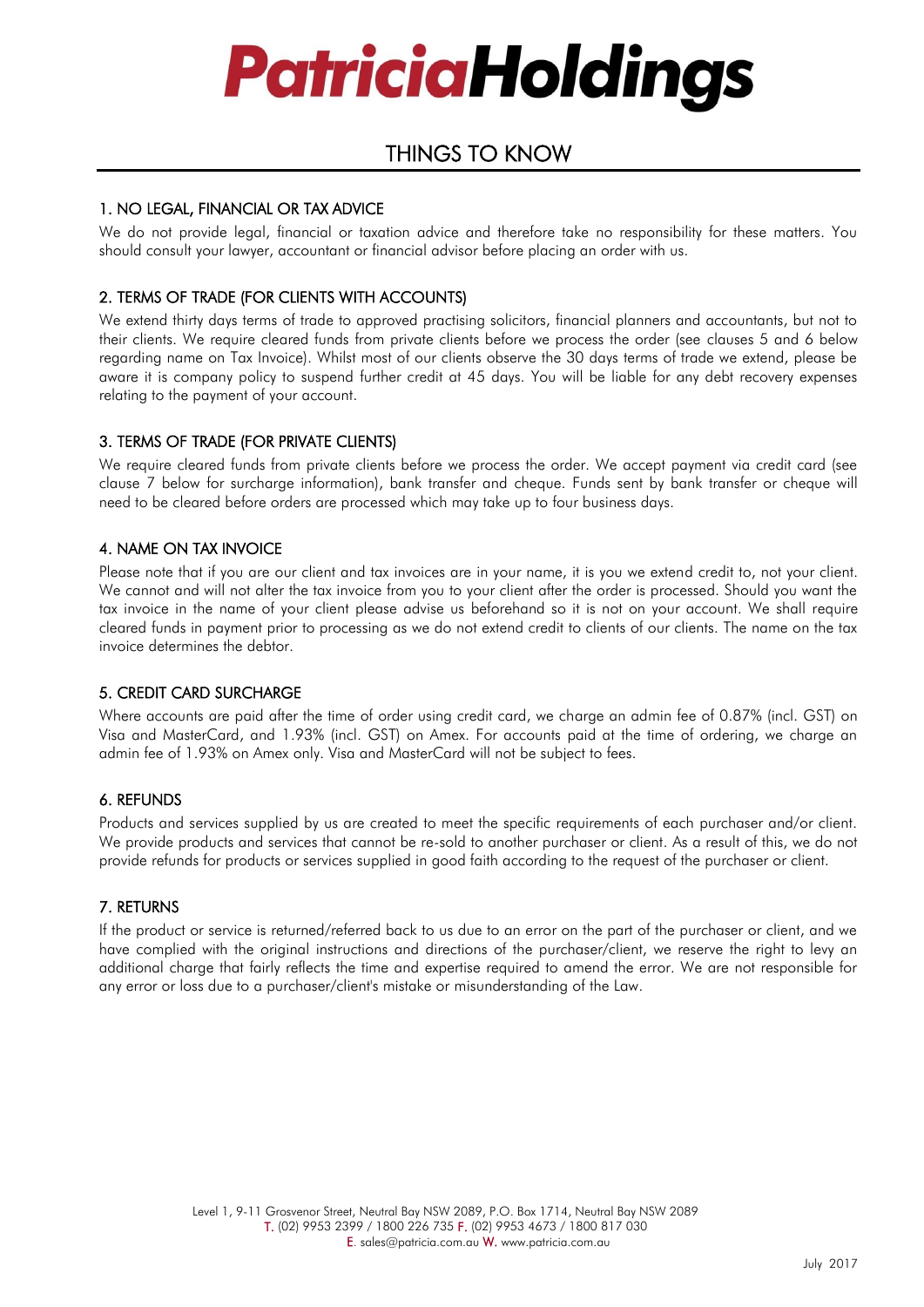# PatriciaHoldings

## THINGS TO KNOW

### 1. NO LEGAL, FINANCIAL OR TAX ADVICE

We do not provide legal, financial or taxation advice and therefore take no responsibility for these matters. You should consult your lawyer, accountant or financial advisor before placing an order with us.

### 2. TERMS OF TRADE (FOR CLIENTS WITH ACCOUNTS)

We extend thirty days terms of trade to approved practising solicitors, financial planners and accountants, but not to their clients. We require cleared funds from private clients before we process the order (see clauses 5 and 6 below regarding name on Tax Invoice). Whilst most of our clients observe the 30 days terms of trade we extend, please be aware it is company policy to suspend further credit at 45 days. You will be liable for any debt recovery expenses relating to the payment of your account.

### 3. TERMS OF TRADE (FOR PRIVATE CLIENTS)

We require cleared funds from private clients before we process the order. We accept payment via credit card (see clause 7 below for surcharge information), bank transfer and cheque. Funds sent by bank transfer or cheque will need to be cleared before orders are processed which may take up to four business days.

### 4. NAME ON TAX INVOICE

Please note that if you are our client and tax invoices are in your name, it is you we extend credit to, not your client. We cannot and will not alter the tax invoice from you to your client after the order is processed. Should you want the tax invoice in the name of your client please advise us beforehand so it is not on your account. We shall require cleared funds in payment prior to processing as we do not extend credit to clients of our clients. The name on the tax invoice determines the debtor.

### 5. CREDIT CARD SURCHARGE

Where accounts are paid after the time of order using credit card, we charge an admin fee of 0.87% (incl. GST) on Visa and MasterCard, and 1.93% (incl. GST) on Amex. For accounts paid at the time of ordering, we charge an admin fee of 1.93% on Amex only. Visa and MasterCard will not be subject to fees.

### 6. REFUNDS

Products and services supplied by us are created to meet the specific requirements of each purchaser and/or client. We provide products and services that cannot be re-sold to another purchaser or client. As a result of this, we do not provide refunds for products or services supplied in good faith according to the request of the purchaser or client.

### 7. RETURNS

If the product or service is returned/referred back to us due to an error on the part of the purchaser or client, and we have complied with the original instructions and directions of the purchaser/client, we reserve the right to levy an additional charge that fairly reflects the time and expertise required to amend the error. We are not responsible for any error or loss due to a purchaser/client's mistake or misunderstanding of the Law.

Level 1, 9-11 Grosvenor Street, Neutral Bay NSW 2089, P.O. Box 1714, Neutral Bay NSW 2089
T. (02) 9953 2399 / 1800 226 735 F. (02) 9953 4673 / 1800 817 030
E. sales@patricia.com.au W. www.patricia.com.au

July 2017